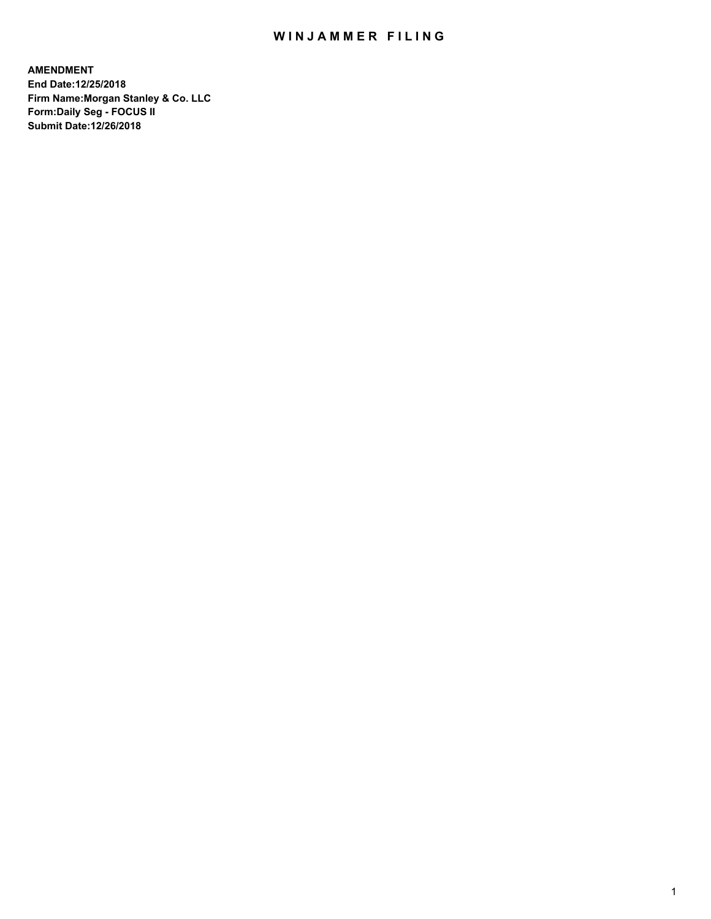# WINJAMMER FILING

**AMENDMENT**
**End Date:12/25/2018**
**Firm Name:Morgan Stanley & Co. LLC**
**Form:Daily Seg - FOCUS II**
**Submit Date:12/26/2018**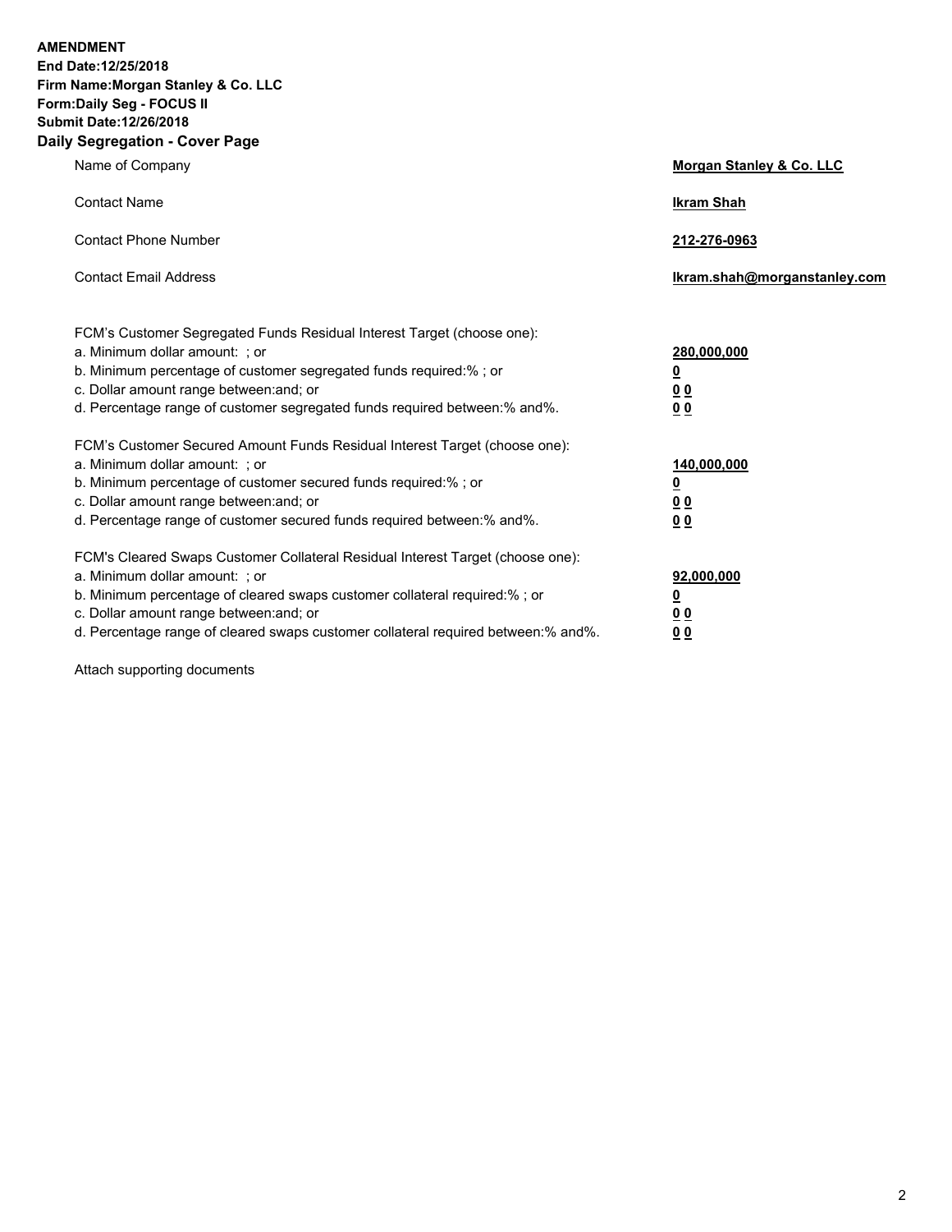**AMENDMENT**
**End Date:12/25/2018**
**Firm Name:Morgan Stanley & Co. LLC**
**Form:Daily Seg - FOCUS II**
**Submit Date:12/26/2018**

## Daily Segregation - Cover Page

| | |
|---|---|
| Name of Company | **Morgan Stanley & Co. LLC** |
| Contact Name | **Ikram Shah** |
| Contact Phone Number | **212-276-0963** |
| Contact Email Address | **Ikram.shah@morganstanley.com** |

| | |
|---|---|
| FCM's Customer Segregated Funds Residual Interest Target (choose one): | |
| a. Minimum dollar amount: ; or | **280,000,000** |
| b. Minimum percentage of customer segregated funds required:% ; or | **0** |
| c. Dollar amount range between:and; or | **0 0** |
| d. Percentage range of customer segregated funds required between:% and%. | **0 0** |
| FCM's Customer Secured Amount Funds Residual Interest Target (choose one): | |
| a. Minimum dollar amount: ; or | **140,000,000** |
| b. Minimum percentage of customer secured funds required:% ; or | **0** |
| c. Dollar amount range between:and; or | **0 0** |
| d. Percentage range of customer secured funds required between:% and%. | **0 0** |
| FCM's Cleared Swaps Customer Collateral Residual Interest Target (choose one): | |
| a. Minimum dollar amount: ; or | **92,000,000** |
| b. Minimum percentage of cleared swaps customer collateral required:% ; or | **0** |
| c. Dollar amount range between:and; or | **0 0** |
| d. Percentage range of cleared swaps customer collateral required between:% and%. | **0 0** |

Attach supporting documents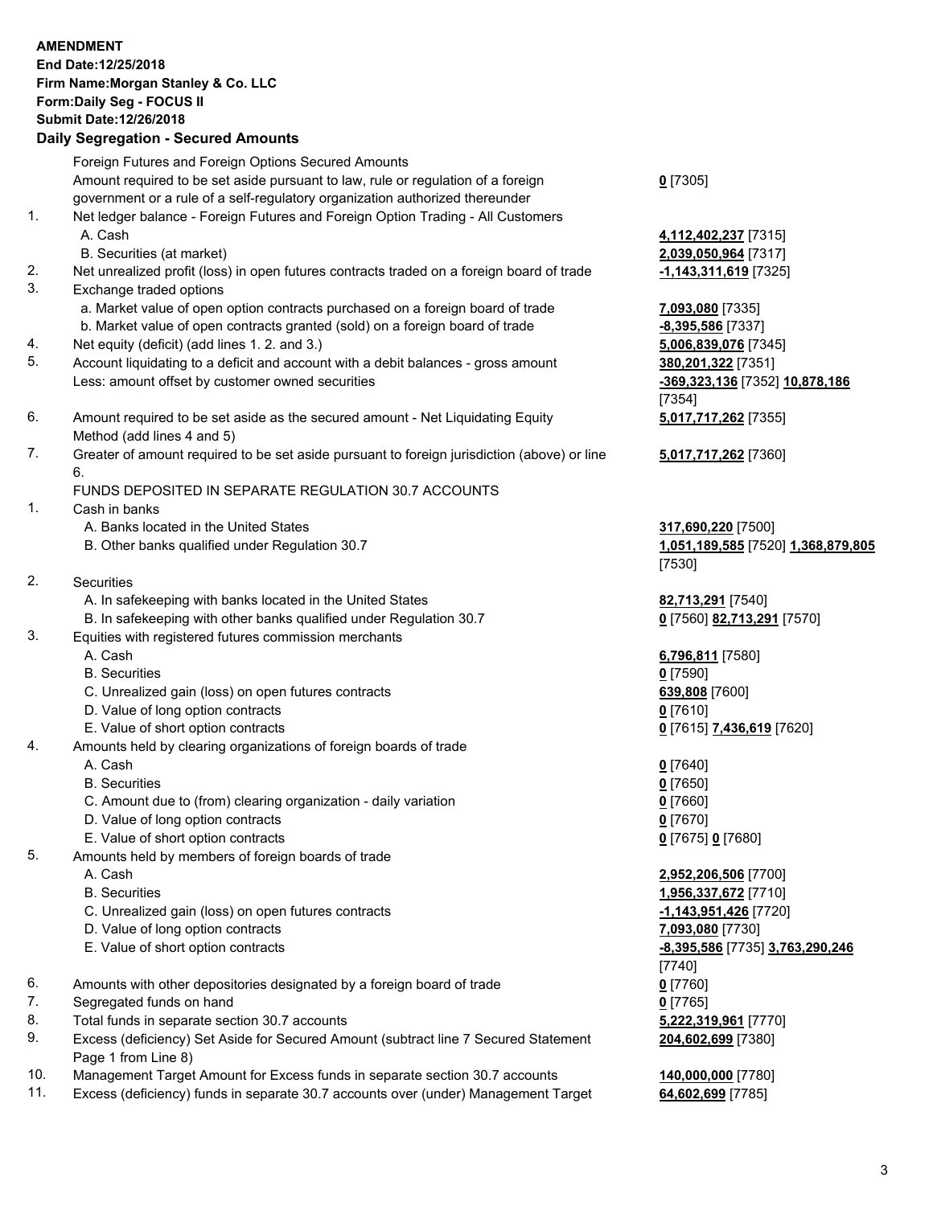**AMENDMENT**
**End Date:12/25/2018**
**Firm Name:Morgan Stanley & Co. LLC**
**Form:Daily Seg - FOCUS II**
**Submit Date:12/26/2018**

## Daily Segregation - Secured Amounts

| | | |
|---|---|---|
| | Foreign Futures and Foreign Options Secured Amounts | |
| | Amount required to be set aside pursuant to law, rule or regulation of a foreign government or a rule of a self-regulatory organization authorized thereunder | **0** [7305] |
| 1. | Net ledger balance - Foreign Futures and Foreign Option Trading - All Customers | |
| | A. Cash | **4,112,402,237** [7315] |
| | B. Securities (at market) | **2,039,050,964** [7317] |
| 2. | Net unrealized profit (loss) in open futures contracts traded on a foreign board of trade | **-1,143,311,619** [7325] |
| 3. | Exchange traded options | |
| | a. Market value of open option contracts purchased on a foreign board of trade | **7,093,080** [7335] |
| | b. Market value of open contracts granted (sold) on a foreign board of trade | **-8,395,586** [7337] |
| 4. | Net equity (deficit) (add lines 1. 2. and 3.) | **5,006,839,076** [7345] |
| 5. | Account liquidating to a deficit and account with a debit balances - gross amount | **380,201,322** [7351] |
| | Less: amount offset by customer owned securities | **-369,323,136** [7352] **10,878,186** [7354] |
| 6. | Amount required to be set aside as the secured amount - Net Liquidating Equity Method (add lines 4 and 5) | **5,017,717,262** [7355] |
| 7. | Greater of amount required to be set aside pursuant to foreign jurisdiction (above) or line 6. | **5,017,717,262** [7360] |
| | FUNDS DEPOSITED IN SEPARATE REGULATION 30.7 ACCOUNTS | |
| 1. | Cash in banks | |
| | A. Banks located in the United States | **317,690,220** [7500] |
| | B. Other banks qualified under Regulation 30.7 | **1,051,189,585** [7520] **1,368,879,805** [7530] |
| 2. | Securities | |
| | A. In safekeeping with banks located in the United States | **82,713,291** [7540] |
| | B. In safekeeping with other banks qualified under Regulation 30.7 | **0** [7560] **82,713,291** [7570] |
| 3. | Equities with registered futures commission merchants | |
| | A. Cash | **6,796,811** [7580] |
| | B. Securities | **0** [7590] |
| | C. Unrealized gain (loss) on open futures contracts | **639,808** [7600] |
| | D. Value of long option contracts | **0** [7610] |
| | E. Value of short option contracts | **0** [7615] **7,436,619** [7620] |
| 4. | Amounts held by clearing organizations of foreign boards of trade | |
| | A. Cash | **0** [7640] |
| | B. Securities | **0** [7650] |
| | C. Amount due to (from) clearing organization - daily variation | **0** [7660] |
| | D. Value of long option contracts | **0** [7670] |
| | E. Value of short option contracts | **0** [7675] **0** [7680] |
| 5. | Amounts held by members of foreign boards of trade | |
| | A. Cash | **2,952,206,506** [7700] |
| | B. Securities | **1,956,337,672** [7710] |
| | C. Unrealized gain (loss) on open futures contracts | **-1,143,951,426** [7720] |
| | D. Value of long option contracts | **7,093,080** [7730] |
| | E. Value of short option contracts | **-8,395,586** [7735] **3,763,290,246** [7740] |
| 6. | Amounts with other depositories designated by a foreign board of trade | **0** [7760] |
| 7. | Segregated funds on hand | **0** [7765] |
| 8. | Total funds in separate section 30.7 accounts | **5,222,319,961** [7770] |
| 9. | Excess (deficiency) Set Aside for Secured Amount (subtract line 7 Secured Statement Page 1 from Line 8) | **204,602,699** [7380] |
| 10. | Management Target Amount for Excess funds in separate section 30.7 accounts | **140,000,000** [7780] |
| 11. | Excess (deficiency) funds in separate 30.7 accounts over (under) Management Target | **64,602,699** [7785] |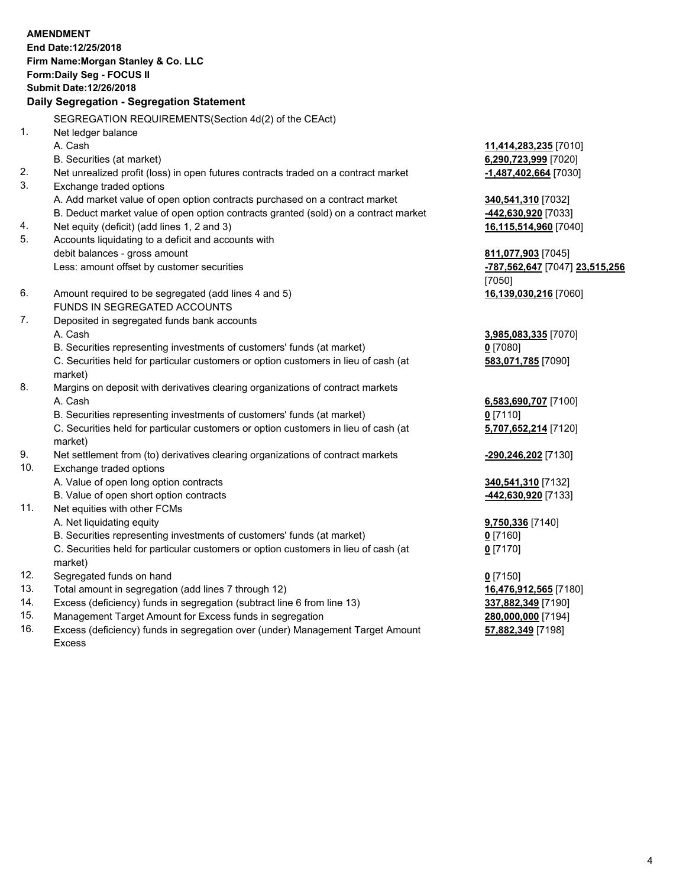**AMENDMENT**
**End Date:12/25/2018**
**Firm Name:Morgan Stanley & Co. LLC**
**Form:Daily Seg - FOCUS II**
**Submit Date:12/26/2018**

## Daily Segregation - Segregation Statement

SEGREGATION REQUIREMENTS(Section 4d(2) of the CEAct)

| | | |
|---|---|---|
| 1. | Net ledger balance | |
| | A. Cash | **11,414,283,235** [7010] |
| | B. Securities (at market) | **6,290,723,999** [7020] |
| 2. | Net unrealized profit (loss) in open futures contracts traded on a contract market | **-1,487,402,664** [7030] |
| 3. | Exchange traded options | |
| | A. Add market value of open option contracts purchased on a contract market | **340,541,310** [7032] |
| | B. Deduct market value of open option contracts granted (sold) on a contract market | **-442,630,920** [7033] |
| 4. | Net equity (deficit) (add lines 1, 2 and 3) | **16,115,514,960** [7040] |
| 5. | Accounts liquidating to a deficit and accounts with debit balances - gross amount | **811,077,903** [7045] |
| | Less: amount offset by customer securities | **-787,562,647** [7047] **23,515,256** [7050] |
| 6. | Amount required to be segregated (add lines 4 and 5) | **16,139,030,216** [7060] |
| | FUNDS IN SEGREGATED ACCOUNTS | |
| 7. | Deposited in segregated funds bank accounts | |
| | A. Cash | **3,985,083,335** [7070] |
| | B. Securities representing investments of customers' funds (at market) | **0** [7080] |
| | C. Securities held for particular customers or option customers in lieu of cash (at market) | **583,071,785** [7090] |
| 8. | Margins on deposit with derivatives clearing organizations of contract markets | |
| | A. Cash | **6,583,690,707** [7100] |
| | B. Securities representing investments of customers' funds (at market) | **0** [7110] |
| | C. Securities held for particular customers or option customers in lieu of cash (at market) | **5,707,652,214** [7120] |
| 9. | Net settlement from (to) derivatives clearing organizations of contract markets | **-290,246,202** [7130] |
| 10. | Exchange traded options | |
| | A. Value of open long option contracts | **340,541,310** [7132] |
| | B. Value of open short option contracts | **-442,630,920** [7133] |
| 11. | Net equities with other FCMs | |
| | A. Net liquidating equity | **9,750,336** [7140] |
| | B. Securities representing investments of customers' funds (at market) | **0** [7160] |
| | C. Securities held for particular customers or option customers in lieu of cash (at market) | **0** [7170] |
| 12. | Segregated funds on hand | **0** [7150] |
| 13. | Total amount in segregation (add lines 7 through 12) | **16,476,912,565** [7180] |
| 14. | Excess (deficiency) funds in segregation (subtract line 6 from line 13) | **337,882,349** [7190] |
| 15. | Management Target Amount for Excess funds in segregation | **280,000,000** [7194] |
| 16. | Excess (deficiency) funds in segregation over (under) Management Target Amount Excess | **57,882,349** [7198] |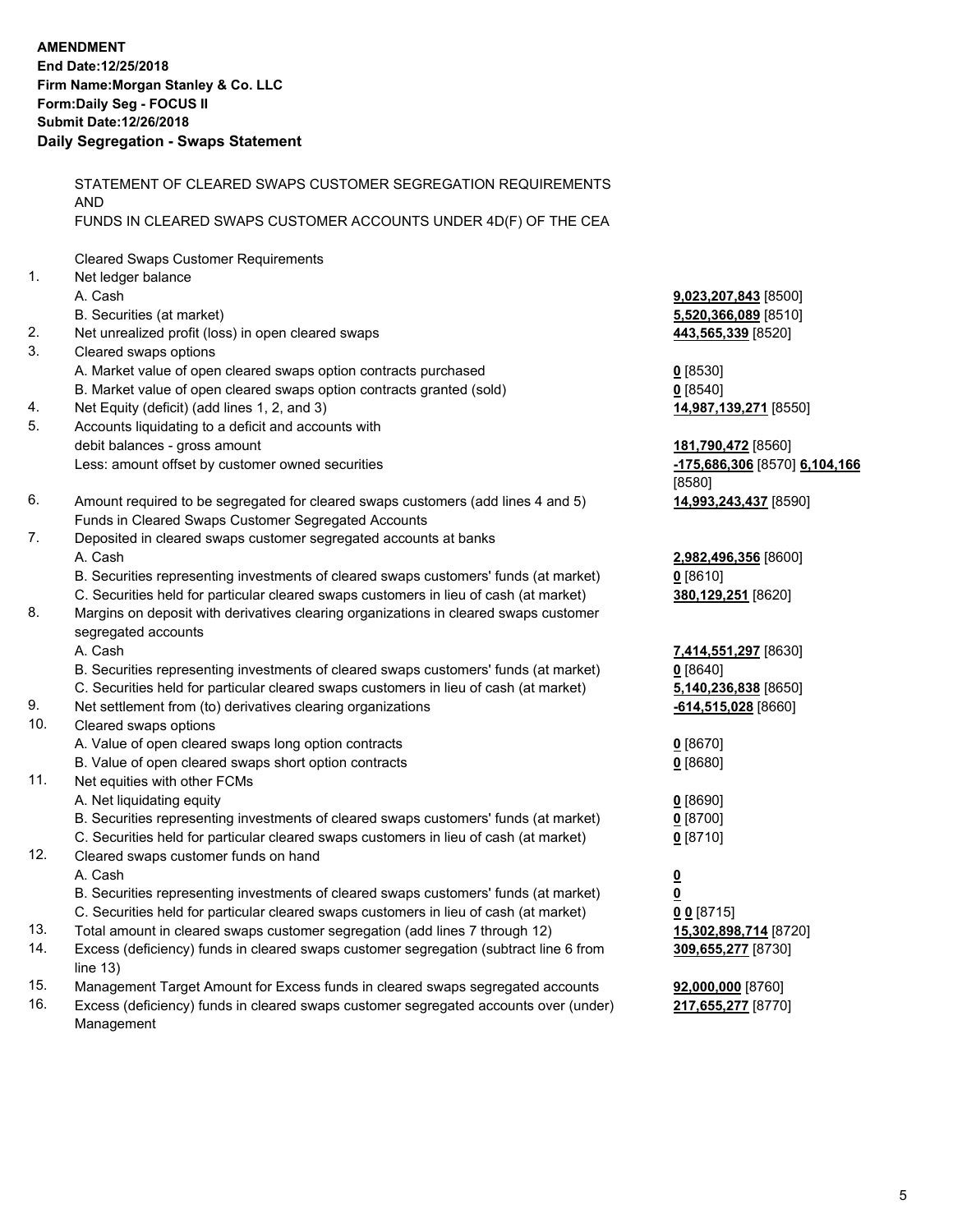**AMENDMENT**
**End Date:12/25/2018**
**Firm Name:Morgan Stanley & Co. LLC**
**Form:Daily Seg - FOCUS II**
**Submit Date:12/26/2018**
**Daily Segregation - Swaps Statement**

STATEMENT OF CLEARED SWAPS CUSTOMER SEGREGATION REQUIREMENTS AND FUNDS IN CLEARED SWAPS CUSTOMER ACCOUNTS UNDER 4D(F) OF THE CEA

| | | |
|---|---|---|
| | Cleared Swaps Customer Requirements | |
| 1. | Net ledger balance | |
| | A. Cash | **9,023,207,843** [8500] |
| | B. Securities (at market) | **5,520,366,089** [8510] |
| 2. | Net unrealized profit (loss) in open cleared swaps | **443,565,339** [8520] |
| 3. | Cleared swaps options | |
| | A. Market value of open cleared swaps option contracts purchased | **0** [8530] |
| | B. Market value of open cleared swaps option contracts granted (sold) | **0** [8540] |
| 4. | Net Equity (deficit) (add lines 1, 2, and 3) | **14,987,139,271** [8550] |
| 5. | Accounts liquidating to a deficit and accounts with debit balances - gross amount | **181,790,472** [8560] |
| | Less: amount offset by customer owned securities | **-175,686,306** [8570] **6,104,166** [8580] |
| 6. | Amount required to be segregated for cleared swaps customers (add lines 4 and 5) | **14,993,243,437** [8590] |
| | Funds in Cleared Swaps Customer Segregated Accounts | |
| 7. | Deposited in cleared swaps customer segregated accounts at banks | |
| | A. Cash | **2,982,496,356** [8600] |
| | B. Securities representing investments of cleared swaps customers' funds (at market) | **0** [8610] |
| | C. Securities held for particular cleared swaps customers in lieu of cash (at market) | **380,129,251** [8620] |
| 8. | Margins on deposit with derivatives clearing organizations in cleared swaps customer segregated accounts | |
| | A. Cash | **7,414,551,297** [8630] |
| | B. Securities representing investments of cleared swaps customers' funds (at market) | **0** [8640] |
| | C. Securities held for particular cleared swaps customers in lieu of cash (at market) | **5,140,236,838** [8650] |
| 9. | Net settlement from (to) derivatives clearing organizations | **-614,515,028** [8660] |
| 10. | Cleared swaps options | |
| | A. Value of open cleared swaps long option contracts | **0** [8670] |
| | B. Value of open cleared swaps short option contracts | **0** [8680] |
| 11. | Net equities with other FCMs | |
| | A. Net liquidating equity | **0** [8690] |
| | B. Securities representing investments of cleared swaps customers' funds (at market) | **0** [8700] |
| | C. Securities held for particular cleared swaps customers in lieu of cash (at market) | **0** [8710] |
| 12. | Cleared swaps customer funds on hand | |
| | A. Cash | **0** |
| | B. Securities representing investments of cleared swaps customers' funds (at market) | **0** |
| | C. Securities held for particular cleared swaps customers in lieu of cash (at market) | **0** **0** [8715] |
| 13. | Total amount in cleared swaps customer segregation (add lines 7 through 12) | **15,302,898,714** [8720] |
| 14. | Excess (deficiency) funds in cleared swaps customer segregation (subtract line 6 from line 13) | **309,655,277** [8730] |
| 15. | Management Target Amount for Excess funds in cleared swaps segregated accounts | **92,000,000** [8760] |
| 16. | Excess (deficiency) funds in cleared swaps customer segregated accounts over (under) Management | **217,655,277** [8770] |